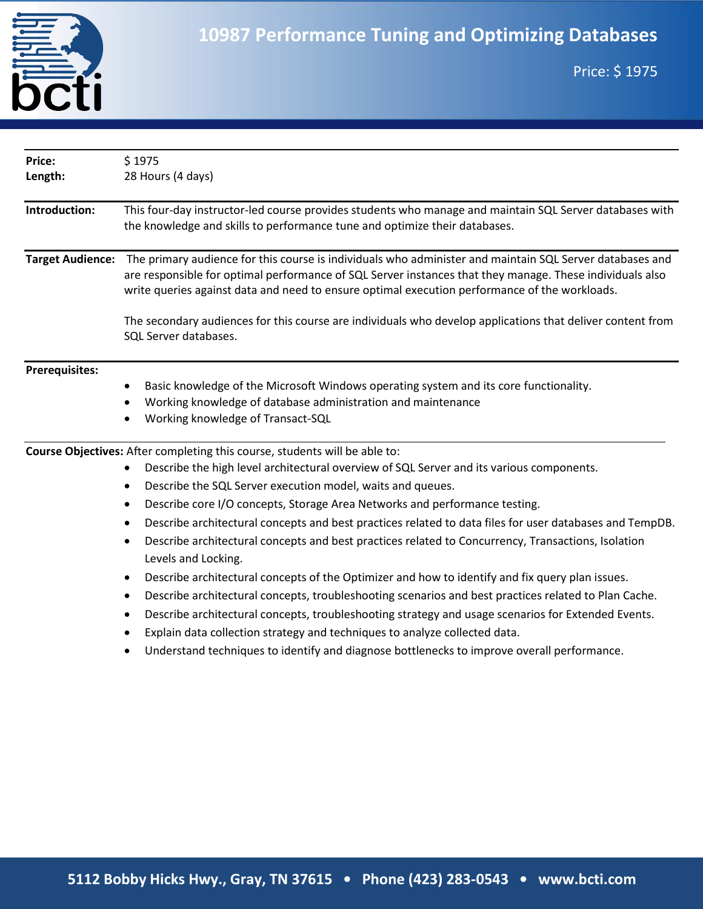# 10987 Performance Tuning and Optimizing Databases

Price: $ 1975

**Price:** $ 1975
**Length:** 28 Hours (4 days)

**Introduction:** This four-day instructor-led course provides students who manage and maintain SQL Server databases with the knowledge and skills to performance tune and optimize their databases.

**Target Audience:** The primary audience for this course is individuals who administer and maintain SQL Server databases and are responsible for optimal performance of SQL Server instances that they manage. These individuals also write queries against data and need to ensure optimal execution performance of the workloads.

The secondary audiences for this course are individuals who develop applications that deliver content from SQL Server databases.

**Prerequisites:**

- Basic knowledge of the Microsoft Windows operating system and its core functionality.
- Working knowledge of database administration and maintenance
- Working knowledge of Transact-SQL

**Course Objectives:** After completing this course, students will be able to:

- Describe the high level architectural overview of SQL Server and its various components.
- Describe the SQL Server execution model, waits and queues.
- Describe core I/O concepts, Storage Area Networks and performance testing.
- Describe architectural concepts and best practices related to data files for user databases and TempDB.
- Describe architectural concepts and best practices related to Concurrency, Transactions, Isolation Levels and Locking.
- Describe architectural concepts of the Optimizer and how to identify and fix query plan issues.
- Describe architectural concepts, troubleshooting scenarios and best practices related to Plan Cache.
- Describe architectural concepts, troubleshooting strategy and usage scenarios for Extended Events.
- Explain data collection strategy and techniques to analyze collected data.
- Understand techniques to identify and diagnose bottlenecks to improve overall performance.

5112 Bobby Hicks Hwy., Gray, TN 37615 • Phone (423) 283-0543 • www.bcti.com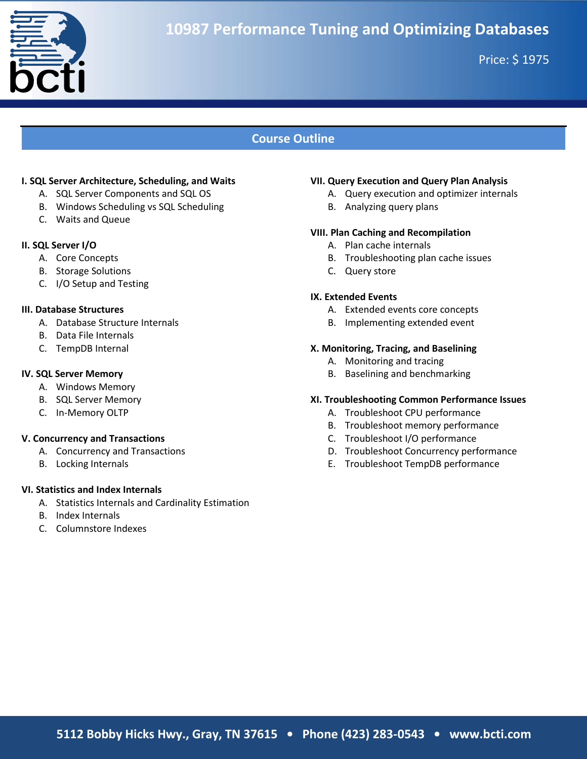# 10987 Performance Tuning and Optimizing Databases

Price: $ 1975

## Course Outline

**I. SQL Server Architecture, Scheduling, and Waits**

A. SQL Server Components and SQL OS
B. Windows Scheduling vs SQL Scheduling
C. Waits and Queue

**II. SQL Server I/O**

A. Core Concepts
B. Storage Solutions
C. I/O Setup and Testing

**III. Database Structures**

A. Database Structure Internals
B. Data File Internals
C. TempDB Internal

**IV. SQL Server Memory**

A. Windows Memory
B. SQL Server Memory
C. In-Memory OLTP

**V. Concurrency and Transactions**

A. Concurrency and Transactions
B. Locking Internals

**VI. Statistics and Index Internals**

A. Statistics Internals and Cardinality Estimation
B. Index Internals
C. Columnstore Indexes

**VII. Query Execution and Query Plan Analysis**

A. Query execution and optimizer internals
B. Analyzing query plans

**VIII. Plan Caching and Recompilation**

A. Plan cache internals
B. Troubleshooting plan cache issues
C. Query store

**IX. Extended Events**

A. Extended events core concepts
B. Implementing extended event

**X. Monitoring, Tracing, and Baselining**

A. Monitoring and tracing
B. Baselining and benchmarking

**XI. Troubleshooting Common Performance Issues**

A. Troubleshoot CPU performance
B. Troubleshoot memory performance
C. Troubleshoot I/O performance
D. Troubleshoot Concurrency performance
E. Troubleshoot TempDB performance

**5112 Bobby Hicks Hwy., Gray, TN 37615 • Phone (423) 283-0543 • www.bcti.com**